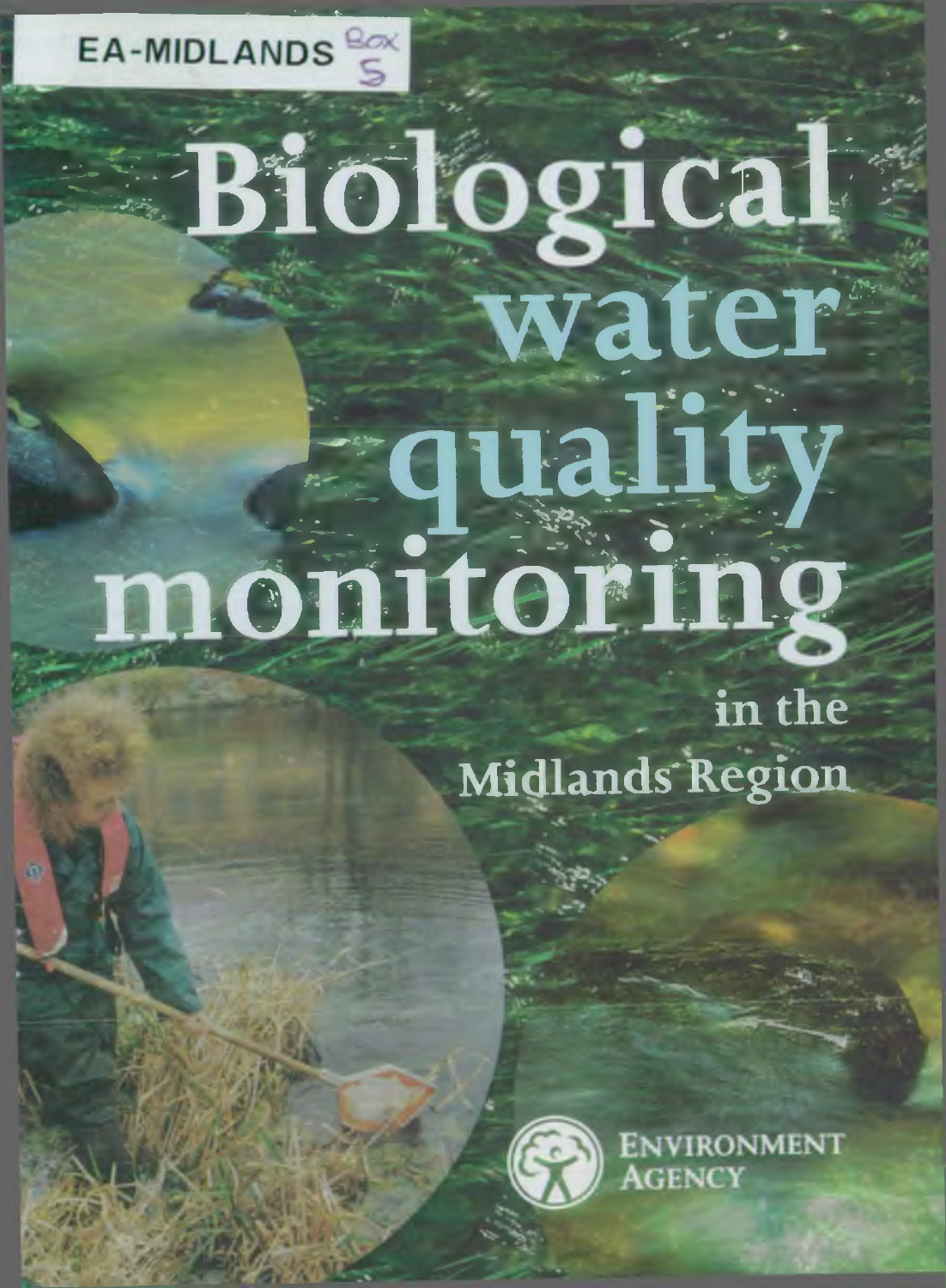EA-MIDLANDS Box 5

# Biological water quality monitoring

## in the Midlands Region

ENVIRONMENT AGENCY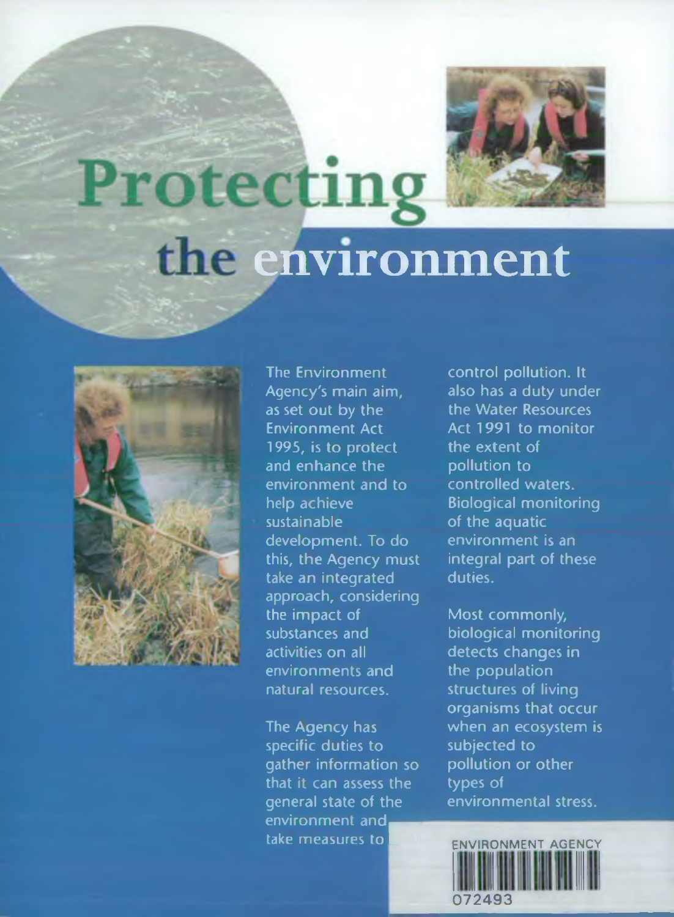# Protecting the environment

The Environment Agency's main aim, as set out by the Environment Act 1995, is to protect and enhance the environment and to help achieve sustainable development. To do this, the Agency must take an integrated approach, considering the impact of substances and activities on all environments and natural resources.

The Agency has specific duties to gather information so that it can assess the general state of the environment and take measures to control pollution. It also has a duty under the Water Resources Act 1991 to monitor the extent of pollution to controlled waters. Biological monitoring of the aquatic environment is an integral part of these duties.

Most commonly, biological monitoring detects changes in the population structures of living organisms that occur when an ecosystem is subjected to pollution or other types of environmental stress.

ENVIRONMENT AGENCY

072493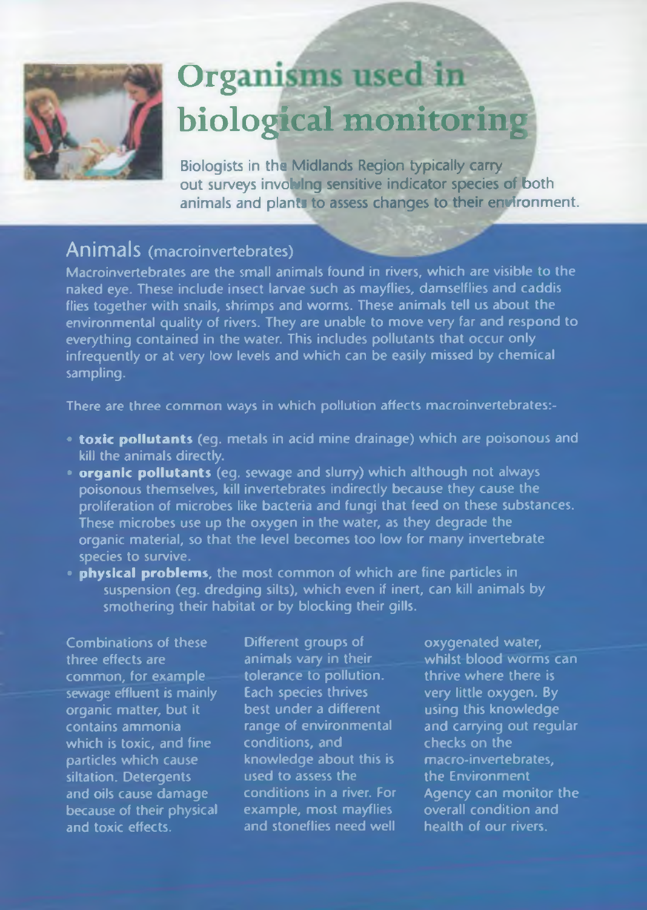# Organisms used in biological monitoring

Biologists in the Midlands Region typically carry out surveys involving sensitive indicator species of both animals and plants to assess changes to their environment.

## Animals (macroinvertebrates)

Macroinvertebrates are the small animals found in rivers, which are visible to the naked eye. These include insect larvae such as mayflies, damselflies and caddis flies together with snails, shrimps and worms. These animals tell us about the environmental quality of rivers. They are unable to move very far and respond to everything contained in the water. This includes pollutants that occur only infrequently or at very low levels and which can be easily missed by chemical sampling.

There are three common ways in which pollution affects macroinvertebrates:-

- **toxic pollutants** (eg. metals in acid mine drainage) which are poisonous and kill the animals directly.
- **organic pollutants** (eg. sewage and slurry) which although not always poisonous themselves, kill invertebrates indirectly because they cause the proliferation of microbes like bacteria and fungi that feed on these substances. These microbes use up the oxygen in the water, as they degrade the organic material, so that the level becomes too low for many invertebrate species to survive.
- **physical problems**, the most common of which are fine particles in suspension (eg. dredging silts), which even if inert, can kill animals by smothering their habitat or by blocking their gills.

Combinations of these three effects are common, for example sewage effluent is mainly organic matter, but it contains ammonia which is toxic, and fine particles which cause siltation. Detergents and oils cause damage because of their physical and toxic effects.

Different groups of animals vary in their tolerance to pollution. Each species thrives best under a different range of environmental conditions, and knowledge about this is used to assess the conditions in a river. For example, most mayflies and stoneflies need well oxygenated water, whilst blood worms can thrive where there is very little oxygen. By using this knowledge and carrying out regular checks on the macro-invertebrates, the Environment Agency can monitor the overall condition and health of our rivers.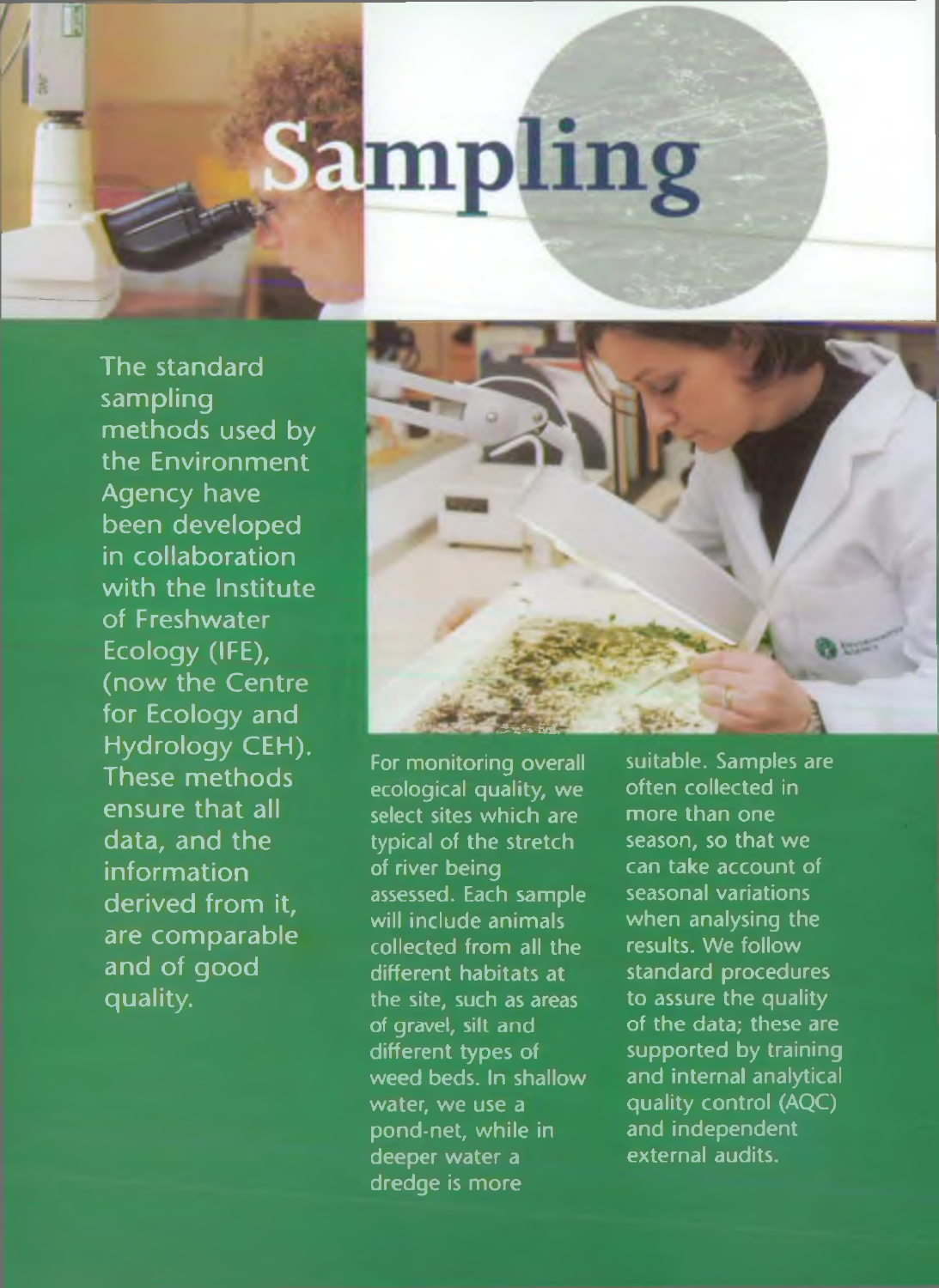# Sampling

The standard sampling methods used by the Environment Agency have been developed in collaboration with the Institute of Freshwater Ecology (IFE), (now the Centre for Ecology and Hydrology CEH). These methods ensure that all data, and the information derived from it, are comparable and of good quality.

For monitoring overall ecological quality, we select sites which are typical of the stretch of river being assessed. Each sample will include animals collected from all the different habitats at the site, such as areas of gravel, silt and different types of weed beds. In shallow water, we use a pond-net, while in deeper water a dredge is more suitable. Samples are often collected in more than one season, so that we can take account of seasonal variations when analysing the results. We follow standard procedures to assure the quality of the data; these are supported by training and internal analytical quality control (AQC) and independent external audits.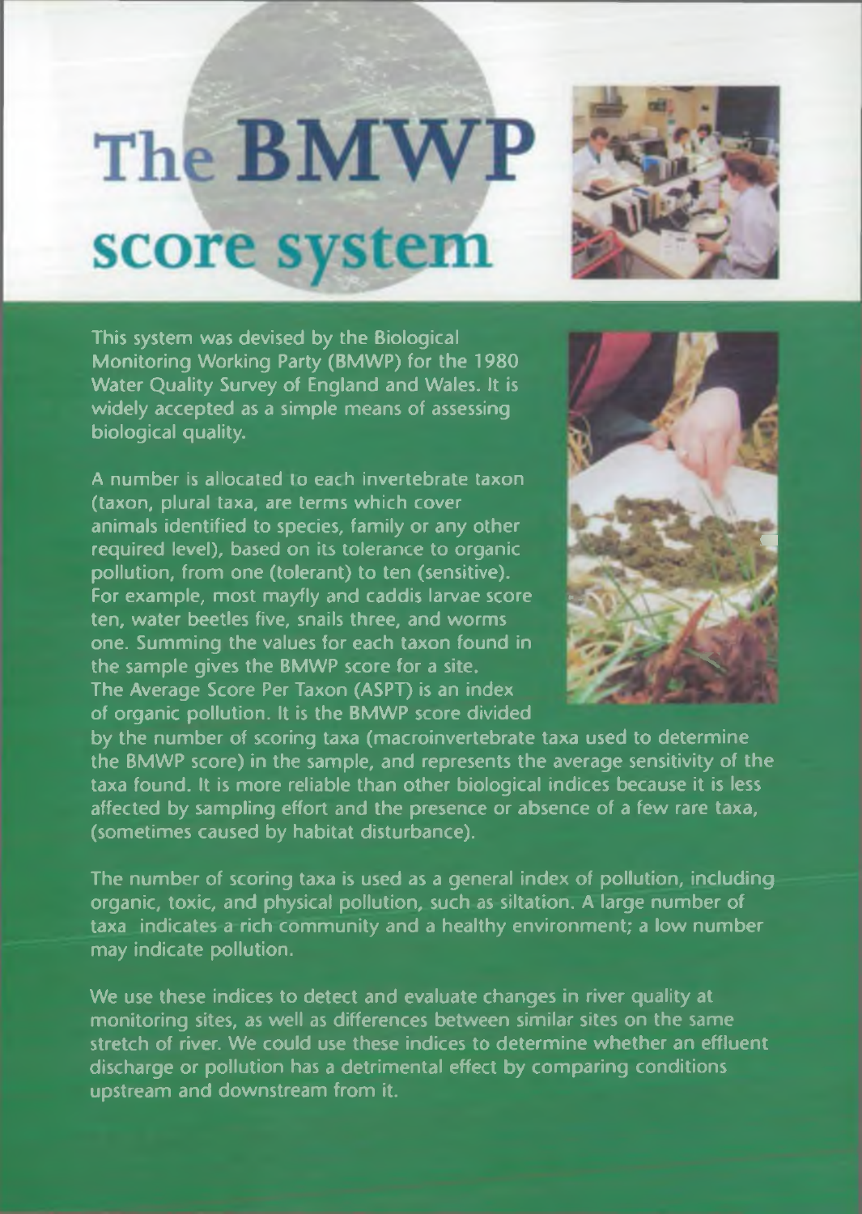# The BMWP score system

This system was devised by the Biological Monitoring Working Party (BMWP) for the 1980 Water Quality Survey of England and Wales. It is widely accepted as a simple means of assessing biological quality.

A number is allocated to each invertebrate taxon (taxon, plural taxa, are terms which cover animals identified to species, family or any other required level), based on its tolerance to organic pollution, from one (tolerant) to ten (sensitive). For example, most mayfly and caddis larvae score ten, water beetles five, snails three, and worms one. Summing the values for each taxon found in the sample gives the BMWP score for a site. The Average Score Per Taxon (ASPT) is an index of organic pollution. It is the BMWP score divided by the number of scoring taxa (macroinvertebrate taxa used to determine the BMWP score) in the sample, and represents the average sensitivity of the taxa found. It is more reliable than other biological indices because it is less affected by sampling effort and the presence or absence of a few rare taxa, (sometimes caused by habitat disturbance).

The number of scoring taxa is used as a general index of pollution, including organic, toxic, and physical pollution, such as siltation. A large number of taxa indicates a rich community and a healthy environment; a low number may indicate pollution.

We use these indices to detect and evaluate changes in river quality at monitoring sites, as well as differences between similar sites on the same stretch of river. We could use these indices to determine whether an effluent discharge or pollution has a detrimental effect by comparing conditions upstream and downstream from it.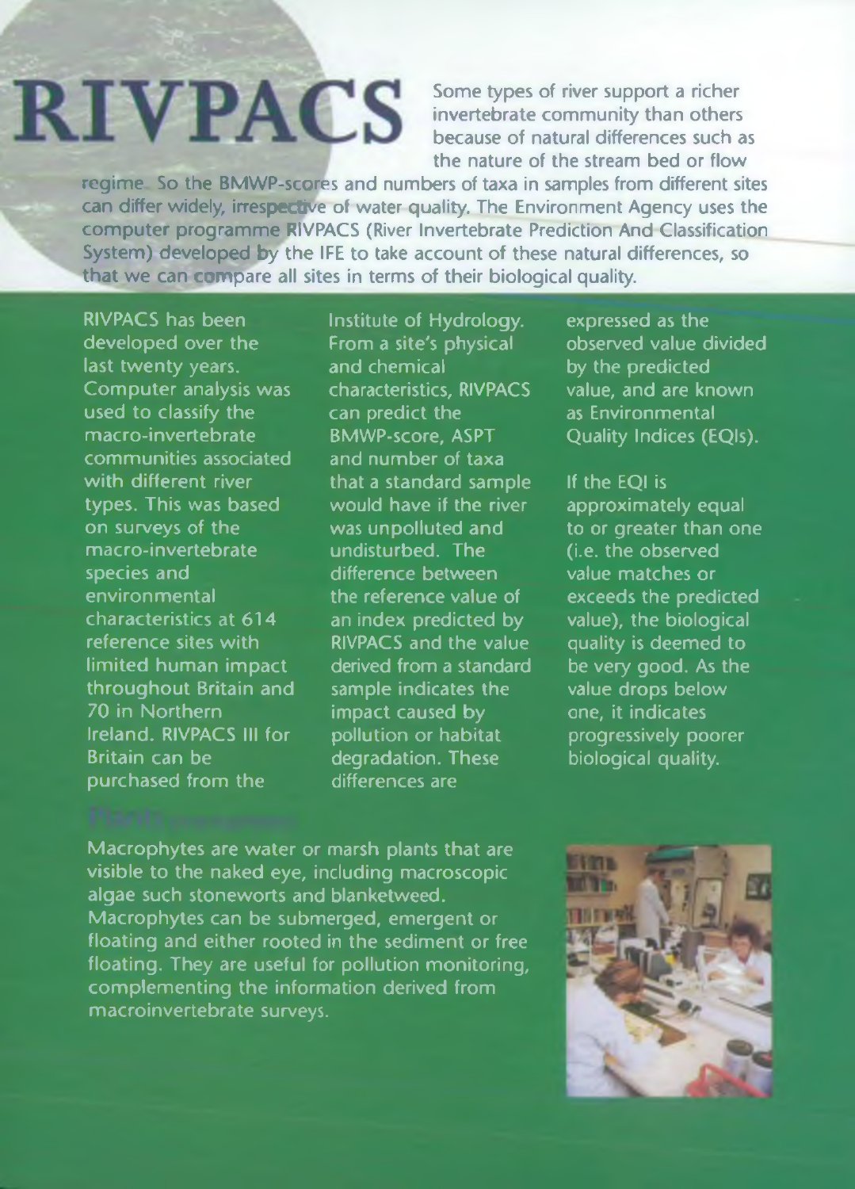# RIVPACS

Some types of river support a richer invertebrate community than others because of natural differences such as the nature of the stream bed or flow regime. So the BMWP-scores and numbers of taxa in samples from different sites can differ widely, irrespective of water quality. The Environment Agency uses the computer programme RIVPACS (River Invertebrate Prediction And Classification System) developed by the IFE to take account of these natural differences, so that we can compare all sites in terms of their biological quality.

RIVPACS has been developed over the last twenty years. Computer analysis was used to classify the macro-invertebrate communities associated with different river types. This was based on surveys of the macro-invertebrate species and environmental characteristics at 614 reference sites with limited human impact throughout Britain and 70 in Northern Ireland. RIVPACS III for Britain can be purchased from the Institute of Hydrology. From a site's physical and chemical characteristics, RIVPACS can predict the BMWP-score, ASPT and number of taxa that a standard sample would have if the river was unpolluted and undisturbed. The difference between the reference value of an index predicted by RIVPACS and the value derived from a standard sample indicates the impact caused by pollution or habitat degradation. These differences are expressed as the observed value divided by the predicted value, and are known as Environmental Quality Indices (EQIs).

If the EQI is approximately equal to or greater than one (i.e. the observed value matches or exceeds the predicted value), the biological quality is deemed to be very good. As the value drops below one, it indicates progressively poorer biological quality.

## Plants

Macrophytes are water or marsh plants that are visible to the naked eye, including macroscopic algae such stoneworts and blanketweed. Macrophytes can be submerged, emergent or floating and either rooted in the sediment or free floating. They are useful for pollution monitoring, complementing the information derived from macroinvertebrate surveys.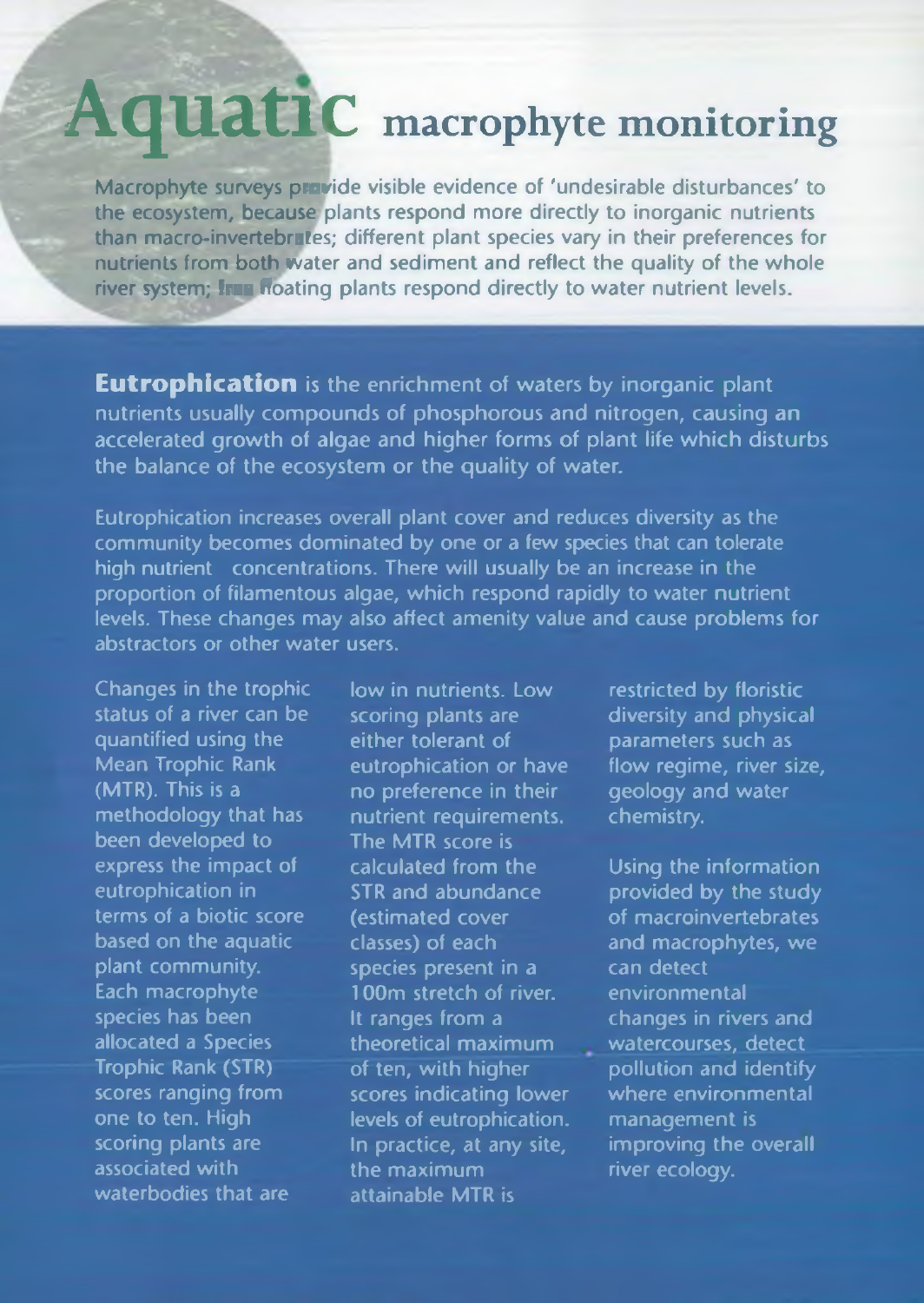# Aquatic macrophyte monitoring

Macrophyte surveys provide visible evidence of 'undesirable disturbances' to the ecosystem, because plants respond more directly to inorganic nutrients than macro-invertebrates; different plant species vary in their preferences for nutrients from both water and sediment and reflect the quality of the whole river system; free floating plants respond directly to water nutrient levels.

**Eutrophication** is the enrichment of waters by inorganic plant nutrients usually compounds of phosphorous and nitrogen, causing an accelerated growth of algae and higher forms of plant life which disturbs the balance of the ecosystem or the quality of water.

Eutrophication increases overall plant cover and reduces diversity as the community becomes dominated by one or a few species that can tolerate high nutrient concentrations. There will usually be an increase in the proportion of filamentous algae, which respond rapidly to water nutrient levels. These changes may also affect amenity value and cause problems for abstractors or other water users.

Changes in the trophic status of a river can be quantified using the Mean Trophic Rank (MTR). This is a methodology that has been developed to express the impact of eutrophication in terms of a biotic score based on the aquatic plant community. Each macrophyte species has been allocated a Species Trophic Rank (STR) scores ranging from one to ten. High scoring plants are associated with waterbodies that are low in nutrients. Low scoring plants are either tolerant of eutrophication or have no preference in their nutrient requirements. The MTR score is calculated from the STR and abundance (estimated cover classes) of each species present in a 100m stretch of river. It ranges from a theoretical maximum of ten, with higher scores indicating lower levels of eutrophication. In practice, at any site, the maximum attainable MTR is restricted by floristic diversity and physical parameters such as flow regime, river size, geology and water chemistry.

Using the information provided by the study of macroinvertebrates and macrophytes, we can detect environmental changes in rivers and watercourses, detect pollution and identify where environmental management is improving the overall river ecology.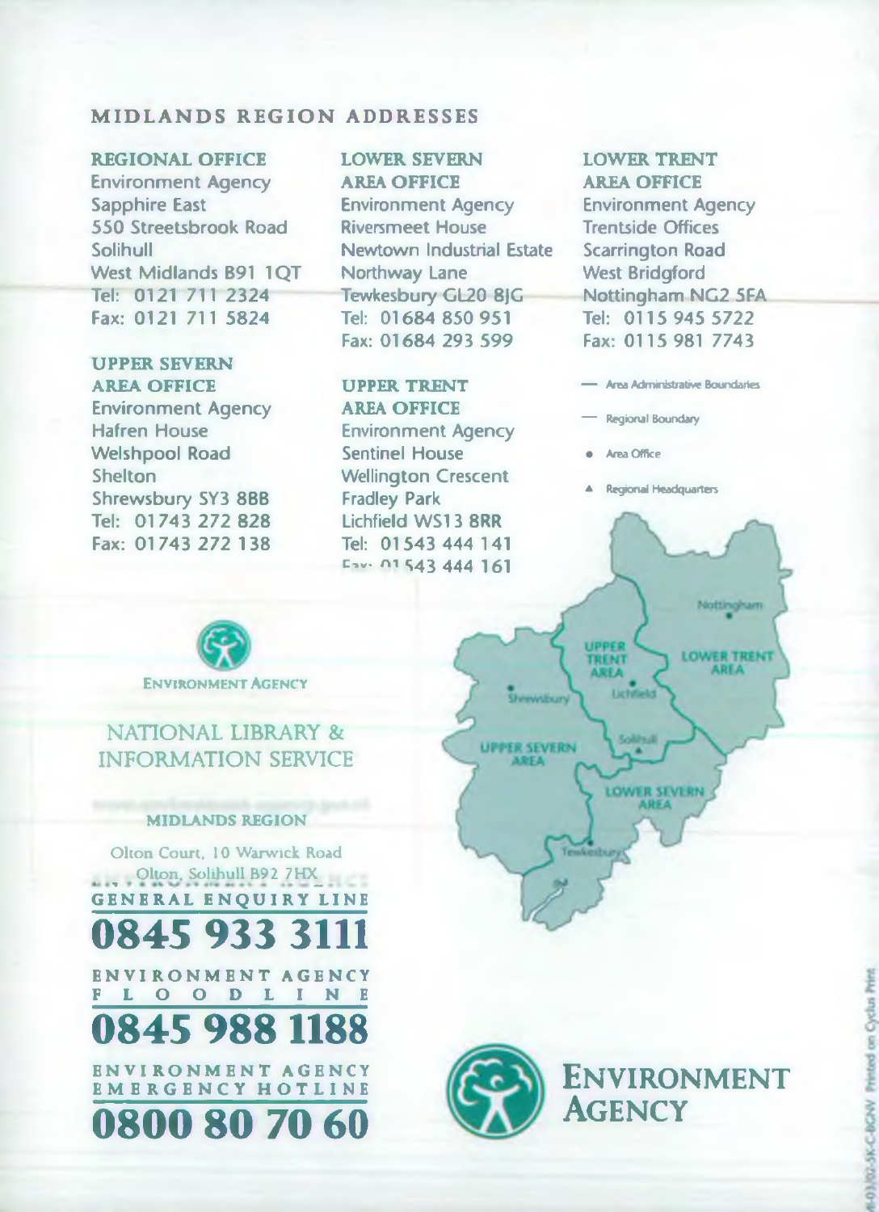## MIDLANDS REGION ADDRESSES

**REGIONAL OFFICE**
Environment Agency
Sapphire East
550 Streetsbrook Road
Solihull
West Midlands B91 1QT
Tel: 0121 711 2324
Fax: 0121 711 5824

**UPPER SEVERN AREA OFFICE**
Environment Agency
Hafren House
Welshpool Road
Shelton
Shrewsbury SY3 8BB
Tel: 01743 272 828
Fax: 01743 272 138

**LOWER SEVERN AREA OFFICE**
Environment Agency
Riversmeet House
Newtown Industrial Estate
Northway Lane
Tewkesbury GL20 8JG
Tel: 01684 850 951
Fax: 01684 293 599

**UPPER TRENT AREA OFFICE**
Environment Agency
Sentinel House
Wellington Crescent
Fradley Park
Lichfield WS13 8RR
Tel: 01543 444 141
Fax: 01543 444 161

**LOWER TRENT AREA OFFICE**
Environment Agency
Trentside Offices
Scarrington Road
West Bridgford
Nottingham NG2 5FA
Tel: 0115 945 5722
Fax: 0115 981 7743

— Area Administrative Boundaries
— Regional Boundary
● Area Office
▲ Regional Headquarters

Nottingham
UPPER TRENT AREA
LOWER TRENT AREA
Lichfield
Shrewsbury
UPPER SEVERN AREA
Solihull
LOWER SEVERN AREA
Tewkesbury

ENVIRONMENT AGENCY

NATIONAL LIBRARY & INFORMATION SERVICE

MIDLANDS REGION

Olton Court, 10 Warwick Road
Olton, Solihull B92 7HX

**GENERAL ENQUIRY LINE**
# 0845 933 3111

**ENVIRONMENT AGENCY FLOODLINE**
# 0845 988 1188

**ENVIRONMENT AGENCY EMERGENCY HOTLINE**
# 0800 80 70 60

ENVIRONMENT AGENCY